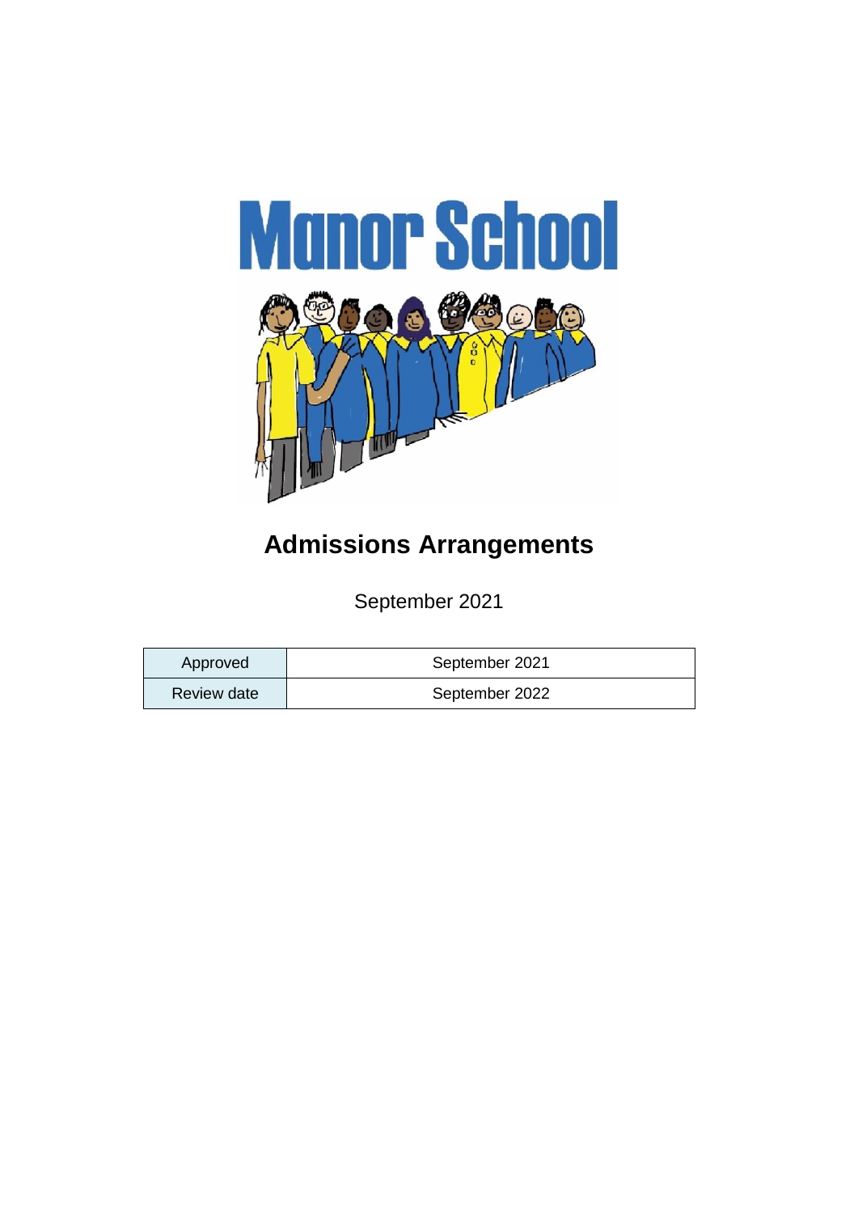# Manor School

## Admissions Arrangements

September 2021

| Approved | September 2021 |
|---|---|
| Review date | September 2022 |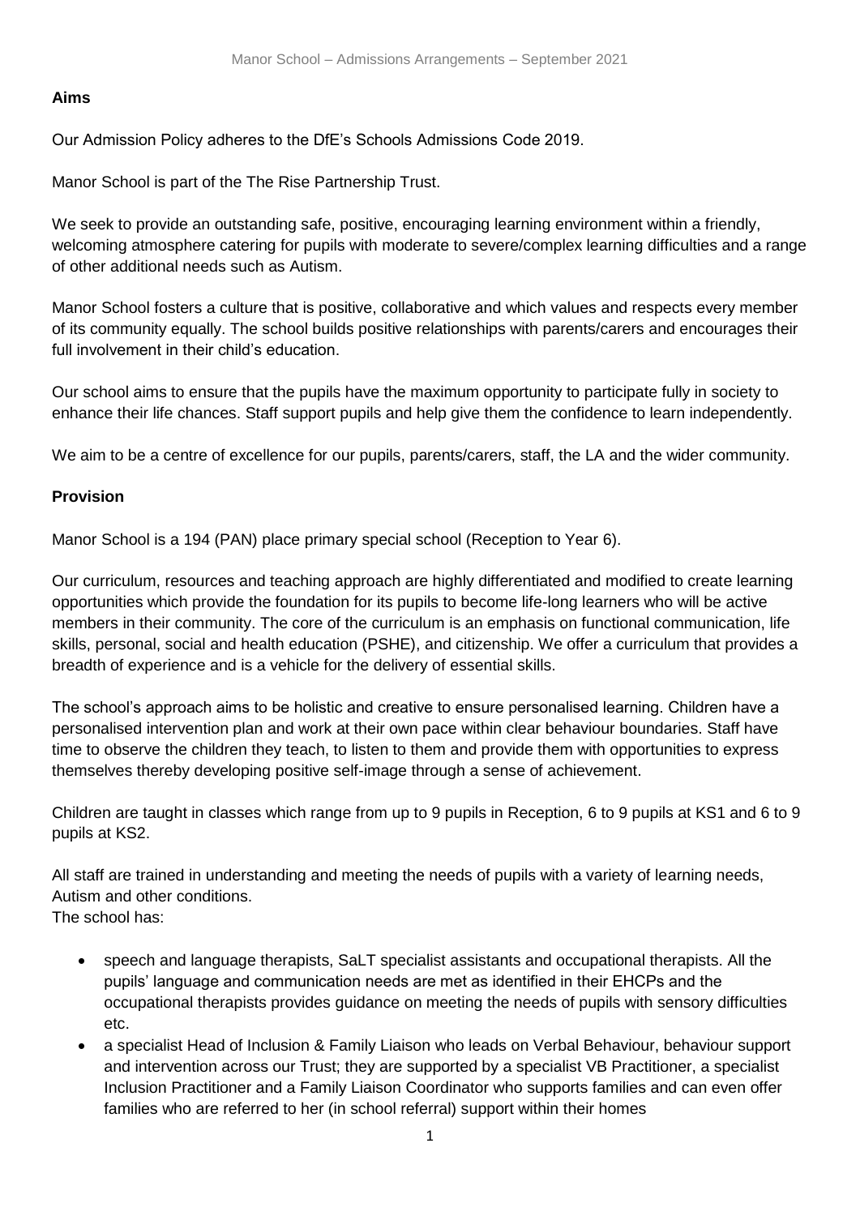## Aims

Our Admission Policy adheres to the DfE's Schools Admissions Code 2019.

Manor School is part of the The Rise Partnership Trust.

We seek to provide an outstanding safe, positive, encouraging learning environment within a friendly, welcoming atmosphere catering for pupils with moderate to severe/complex learning difficulties and a range of other additional needs such as Autism.

Manor School fosters a culture that is positive, collaborative and which values and respects every member of its community equally. The school builds positive relationships with parents/carers and encourages their full involvement in their child's education.

Our school aims to ensure that the pupils have the maximum opportunity to participate fully in society to enhance their life chances. Staff support pupils and help give them the confidence to learn independently.

We aim to be a centre of excellence for our pupils, parents/carers, staff, the LA and the wider community.

## Provision

Manor School is a 194 (PAN) place primary special school (Reception to Year 6).

Our curriculum, resources and teaching approach are highly differentiated and modified to create learning opportunities which provide the foundation for its pupils to become life-long learners who will be active members in their community. The core of the curriculum is an emphasis on functional communication, life skills, personal, social and health education (PSHE), and citizenship. We offer a curriculum that provides a breadth of experience and is a vehicle for the delivery of essential skills.

The school's approach aims to be holistic and creative to ensure personalised learning. Children have a personalised intervention plan and work at their own pace within clear behaviour boundaries. Staff have time to observe the children they teach, to listen to them and provide them with opportunities to express themselves thereby developing positive self-image through a sense of achievement.

Children are taught in classes which range from up to 9 pupils in Reception, 6 to 9 pupils at KS1 and 6 to 9 pupils at KS2.

All staff are trained in understanding and meeting the needs of pupils with a variety of learning needs, Autism and other conditions.
The school has:

- speech and language therapists, SaLT specialist assistants and occupational therapists. All the pupils' language and communication needs are met as identified in their EHCPs and the occupational therapists provides guidance on meeting the needs of pupils with sensory difficulties etc.
- a specialist Head of Inclusion & Family Liaison who leads on Verbal Behaviour, behaviour support and intervention across our Trust; they are supported by a specialist VB Practitioner, a specialist Inclusion Practitioner and a Family Liaison Coordinator who supports families and can even offer families who are referred to her (in school referral) support within their homes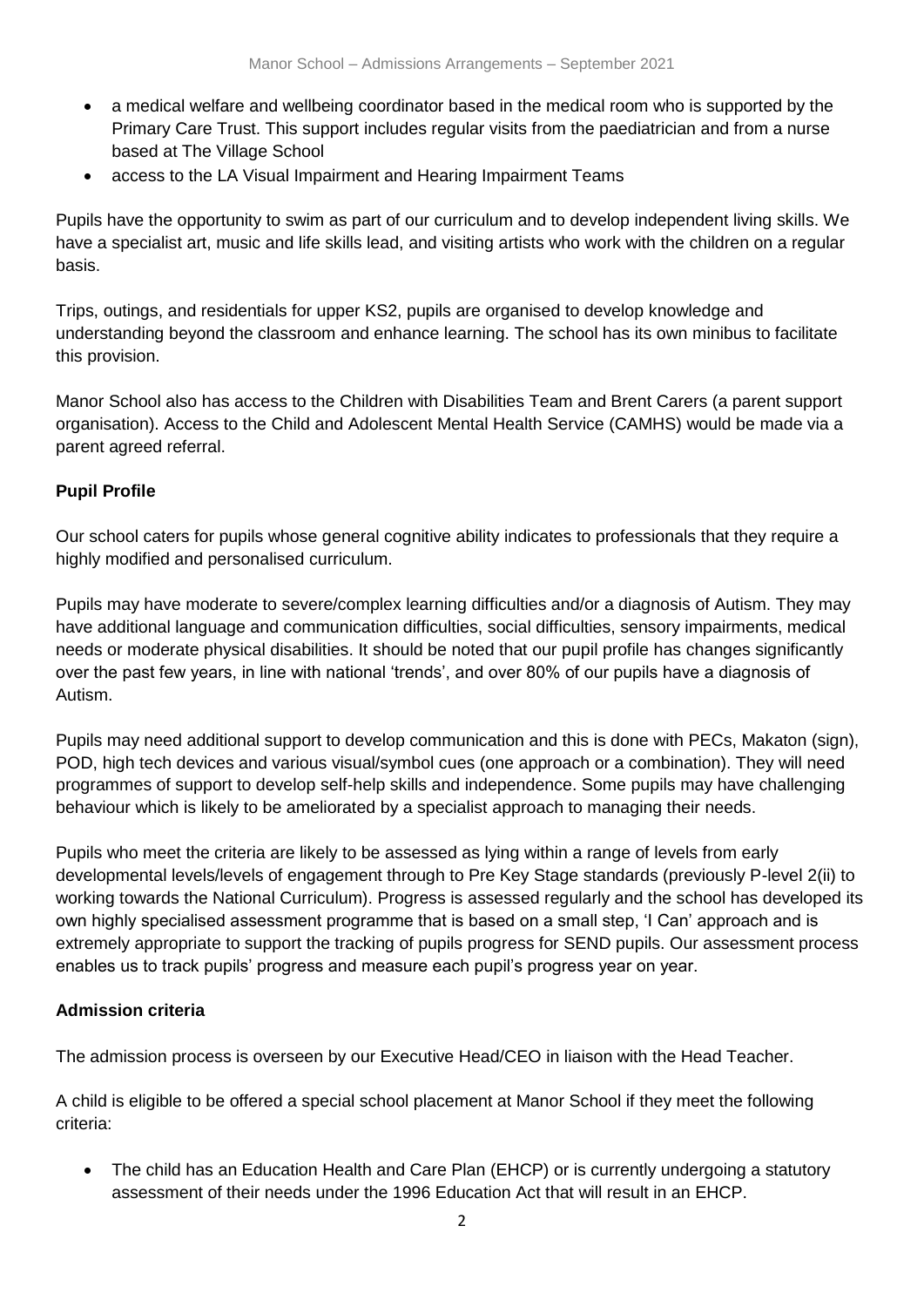- a medical welfare and wellbeing coordinator based in the medical room who is supported by the Primary Care Trust. This support includes regular visits from the paediatrician and from a nurse based at The Village School
- access to the LA Visual Impairment and Hearing Impairment Teams

Pupils have the opportunity to swim as part of our curriculum and to develop independent living skills. We have a specialist art, music and life skills lead, and visiting artists who work with the children on a regular basis.

Trips, outings, and residentials for upper KS2, pupils are organised to develop knowledge and understanding beyond the classroom and enhance learning. The school has its own minibus to facilitate this provision.

Manor School also has access to the Children with Disabilities Team and Brent Carers (a parent support organisation). Access to the Child and Adolescent Mental Health Service (CAMHS) would be made via a parent agreed referral.

**Pupil Profile**

Our school caters for pupils whose general cognitive ability indicates to professionals that they require a highly modified and personalised curriculum.

Pupils may have moderate to severe/complex learning difficulties and/or a diagnosis of Autism. They may have additional language and communication difficulties, social difficulties, sensory impairments, medical needs or moderate physical disabilities. It should be noted that our pupil profile has changes significantly over the past few years, in line with national 'trends', and over 80% of our pupils have a diagnosis of Autism.

Pupils may need additional support to develop communication and this is done with PECs, Makaton (sign), POD, high tech devices and various visual/symbol cues (one approach or a combination). They will need programmes of support to develop self-help skills and independence. Some pupils may have challenging behaviour which is likely to be ameliorated by a specialist approach to managing their needs.

Pupils who meet the criteria are likely to be assessed as lying within a range of levels from early developmental levels/levels of engagement through to Pre Key Stage standards (previously P-level 2(ii) to working towards the National Curriculum). Progress is assessed regularly and the school has developed its own highly specialised assessment programme that is based on a small step, 'I Can' approach and is extremely appropriate to support the tracking of pupils progress for SEND pupils. Our assessment process enables us to track pupils' progress and measure each pupil's progress year on year.

**Admission criteria**

The admission process is overseen by our Executive Head/CEO in liaison with the Head Teacher.

A child is eligible to be offered a special school placement at Manor School if they meet the following criteria:

- The child has an Education Health and Care Plan (EHCP) or is currently undergoing a statutory assessment of their needs under the 1996 Education Act that will result in an EHCP.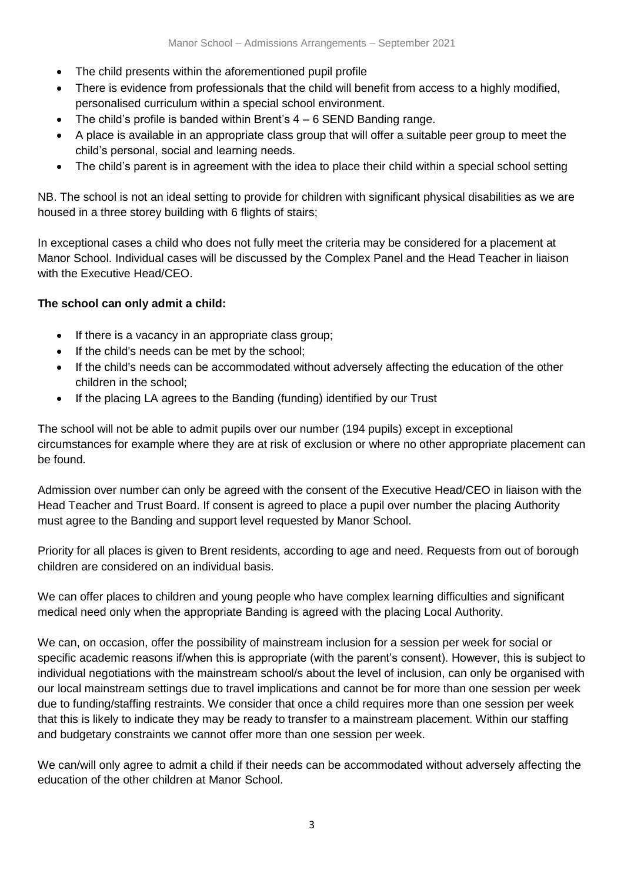- The child presents within the aforementioned pupil profile
- There is evidence from professionals that the child will benefit from access to a highly modified, personalised curriculum within a special school environment.
- The child's profile is banded within Brent's 4 – 6 SEND Banding range.
- A place is available in an appropriate class group that will offer a suitable peer group to meet the child's personal, social and learning needs.
- The child's parent is in agreement with the idea to place their child within a special school setting

NB. The school is not an ideal setting to provide for children with significant physical disabilities as we are housed in a three storey building with 6 flights of stairs;

In exceptional cases a child who does not fully meet the criteria may be considered for a placement at Manor School. Individual cases will be discussed by the Complex Panel and the Head Teacher in liaison with the Executive Head/CEO.

**The school can only admit a child:**

- If there is a vacancy in an appropriate class group;
- If the child's needs can be met by the school;
- If the child's needs can be accommodated without adversely affecting the education of the other children in the school;
- If the placing LA agrees to the Banding (funding) identified by our Trust

The school will not be able to admit pupils over our number (194 pupils) except in exceptional circumstances for example where they are at risk of exclusion or where no other appropriate placement can be found.

Admission over number can only be agreed with the consent of the Executive Head/CEO in liaison with the Head Teacher and Trust Board. If consent is agreed to place a pupil over number the placing Authority must agree to the Banding and support level requested by Manor School.

Priority for all places is given to Brent residents, according to age and need. Requests from out of borough children are considered on an individual basis.

We can offer places to children and young people who have complex learning difficulties and significant medical need only when the appropriate Banding is agreed with the placing Local Authority.

We can, on occasion, offer the possibility of mainstream inclusion for a session per week for social or specific academic reasons if/when this is appropriate (with the parent's consent). However, this is subject to individual negotiations with the mainstream school/s about the level of inclusion, can only be organised with our local mainstream settings due to travel implications and cannot be for more than one session per week due to funding/staffing restraints. We consider that once a child requires more than one session per week that this is likely to indicate they may be ready to transfer to a mainstream placement. Within our staffing and budgetary constraints we cannot offer more than one session per week.

We can/will only agree to admit a child if their needs can be accommodated without adversely affecting the education of the other children at Manor School.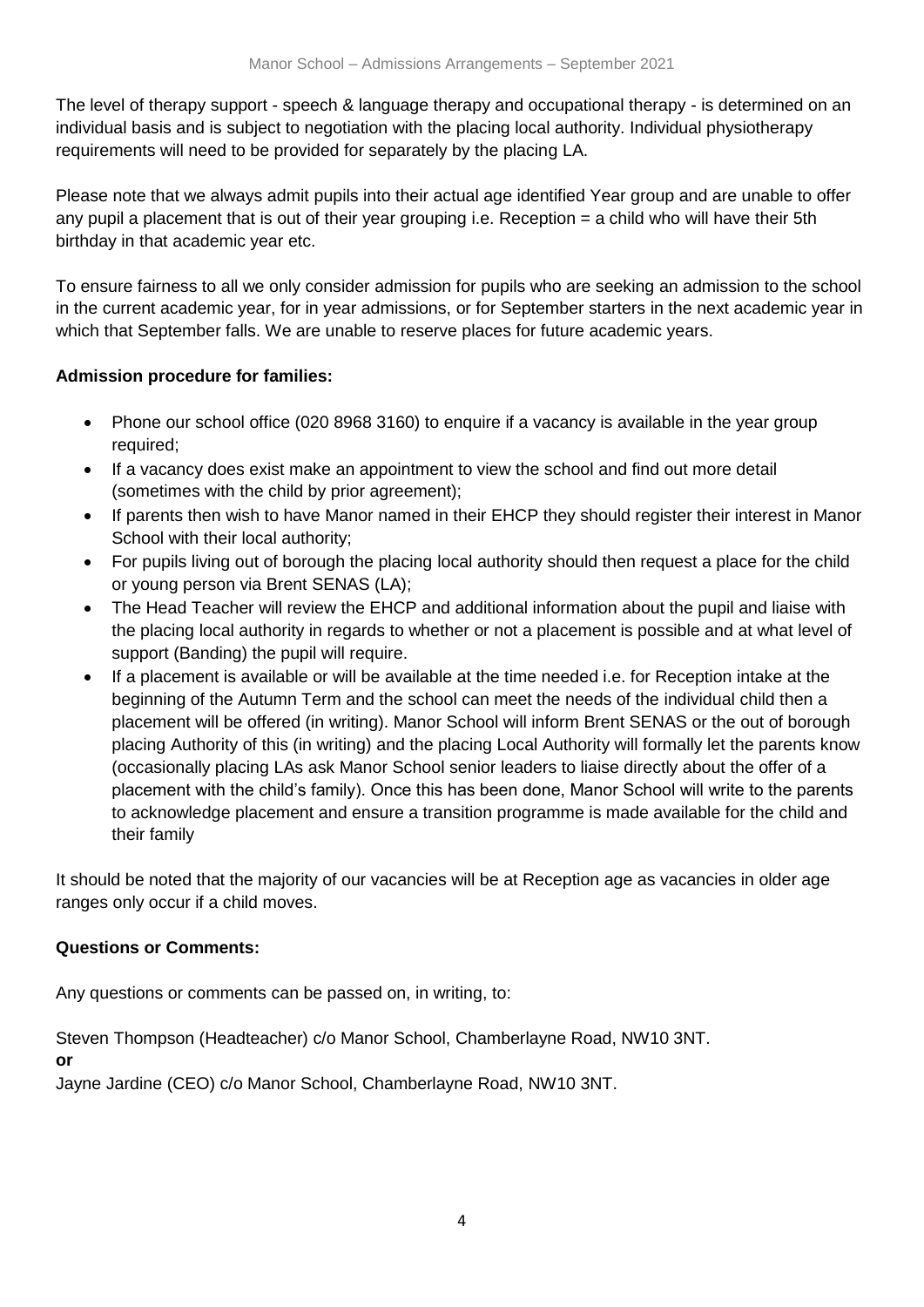The level of therapy support - speech & language therapy and occupational therapy - is determined on an individual basis and is subject to negotiation with the placing local authority. Individual physiotherapy requirements will need to be provided for separately by the placing LA.

Please note that we always admit pupils into their actual age identified Year group and are unable to offer any pupil a placement that is out of their year grouping i.e. Reception = a child who will have their 5th birthday in that academic year etc.

To ensure fairness to all we only consider admission for pupils who are seeking an admission to the school in the current academic year, for in year admissions, or for September starters in the next academic year in which that September falls. We are unable to reserve places for future academic years.

**Admission procedure for families:**

- Phone our school office (020 8968 3160) to enquire if a vacancy is available in the year group required;
- If a vacancy does exist make an appointment to view the school and find out more detail (sometimes with the child by prior agreement);
- If parents then wish to have Manor named in their EHCP they should register their interest in Manor School with their local authority;
- For pupils living out of borough the placing local authority should then request a place for the child or young person via Brent SENAS (LA);
- The Head Teacher will review the EHCP and additional information about the pupil and liaise with the placing local authority in regards to whether or not a placement is possible and at what level of support (Banding) the pupil will require.
- If a placement is available or will be available at the time needed i.e. for Reception intake at the beginning of the Autumn Term and the school can meet the needs of the individual child then a placement will be offered (in writing). Manor School will inform Brent SENAS or the out of borough placing Authority of this (in writing) and the placing Local Authority will formally let the parents know (occasionally placing LAs ask Manor School senior leaders to liaise directly about the offer of a placement with the child's family). Once this has been done, Manor School will write to the parents to acknowledge placement and ensure a transition programme is made available for the child and their family

It should be noted that the majority of our vacancies will be at Reception age as vacancies in older age ranges only occur if a child moves.

**Questions or Comments:**

Any questions or comments can be passed on, in writing, to:

Steven Thompson (Headteacher) c/o Manor School, Chamberlayne Road, NW10 3NT.

**or**

Jayne Jardine (CEO) c/o Manor School, Chamberlayne Road, NW10 3NT.